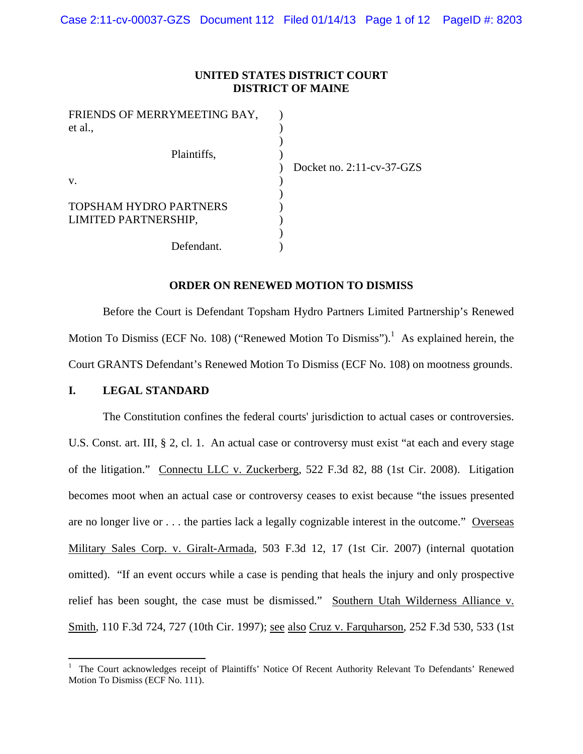**UNITED STATES DISTRICT COURT**
**DISTRICT OF MAINE**

| | | |
|---|---|---|
| FRIENDS OF MERRYMEETING BAY, et al., | ) | |
| Plaintiffs, | ) | Docket no. 2:11-cv-37-GZS |
| v. | ) | |
| TOPSHAM HYDRO PARTNERS LIMITED PARTNERSHIP, | ) | |
| Defendant. | ) | |

**ORDER ON RENEWED MOTION TO DISMISS**

Before the Court is Defendant Topsham Hydro Partners Limited Partnership's Renewed Motion To Dismiss (ECF No. 108) ("Renewed Motion To Dismiss").[1] As explained herein, the Court GRANTS Defendant's Renewed Motion To Dismiss (ECF No. 108) on mootness grounds.

## I. LEGAL STANDARD

The Constitution confines the federal courts' jurisdiction to actual cases or controversies. U.S. Const. art. III, § 2, cl. 1. An actual case or controversy must exist "at each and every stage of the litigation." Connectu LLC v. Zuckerberg, 522 F.3d 82, 88 (1st Cir. 2008). Litigation becomes moot when an actual case or controversy ceases to exist because "the issues presented are no longer live or . . . the parties lack a legally cognizable interest in the outcome." Overseas Military Sales Corp. v. Giralt-Armada, 503 F.3d 12, 17 (1st Cir. 2007) (internal quotation omitted). "If an event occurs while a case is pending that heals the injury and only prospective relief has been sought, the case must be dismissed." Southern Utah Wilderness Alliance v. Smith, 110 F.3d 724, 727 (10th Cir. 1997); see also Cruz v. Farquharson, 252 F.3d 530, 533 (1st

---

[1] The Court acknowledges receipt of Plaintiffs' Notice Of Recent Authority Relevant To Defendants' Renewed Motion To Dismiss (ECF No. 111).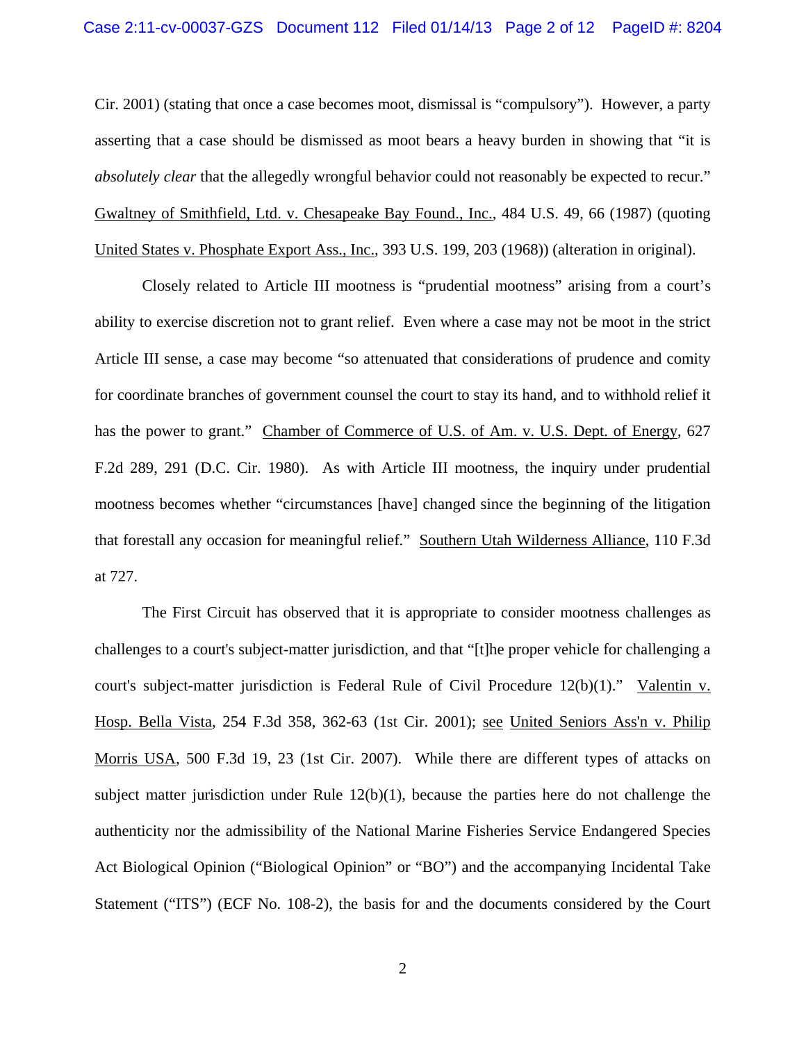Cir. 2001) (stating that once a case becomes moot, dismissal is "compulsory"). However, a party asserting that a case should be dismissed as moot bears a heavy burden in showing that "it is *absolutely clear* that the allegedly wrongful behavior could not reasonably be expected to recur." Gwaltney of Smithfield, Ltd. v. Chesapeake Bay Found., Inc., 484 U.S. 49, 66 (1987) (quoting United States v. Phosphate Export Ass., Inc., 393 U.S. 199, 203 (1968)) (alteration in original).

Closely related to Article III mootness is "prudential mootness" arising from a court's ability to exercise discretion not to grant relief. Even where a case may not be moot in the strict Article III sense, a case may become "so attenuated that considerations of prudence and comity for coordinate branches of government counsel the court to stay its hand, and to withhold relief it has the power to grant." Chamber of Commerce of U.S. of Am. v. U.S. Dept. of Energy, 627 F.2d 289, 291 (D.C. Cir. 1980). As with Article III mootness, the inquiry under prudential mootness becomes whether "circumstances [have] changed since the beginning of the litigation that forestall any occasion for meaningful relief." Southern Utah Wilderness Alliance, 110 F.3d at 727.

The First Circuit has observed that it is appropriate to consider mootness challenges as challenges to a court's subject-matter jurisdiction, and that "[t]he proper vehicle for challenging a court's subject-matter jurisdiction is Federal Rule of Civil Procedure 12(b)(1)." Valentin v. Hosp. Bella Vista, 254 F.3d 358, 362-63 (1st Cir. 2001); see United Seniors Ass'n v. Philip Morris USA, 500 F.3d 19, 23 (1st Cir. 2007). While there are different types of attacks on subject matter jurisdiction under Rule 12(b)(1), because the parties here do not challenge the authenticity nor the admissibility of the National Marine Fisheries Service Endangered Species Act Biological Opinion ("Biological Opinion" or "BO") and the accompanying Incidental Take Statement ("ITS") (ECF No. 108-2), the basis for and the documents considered by the Court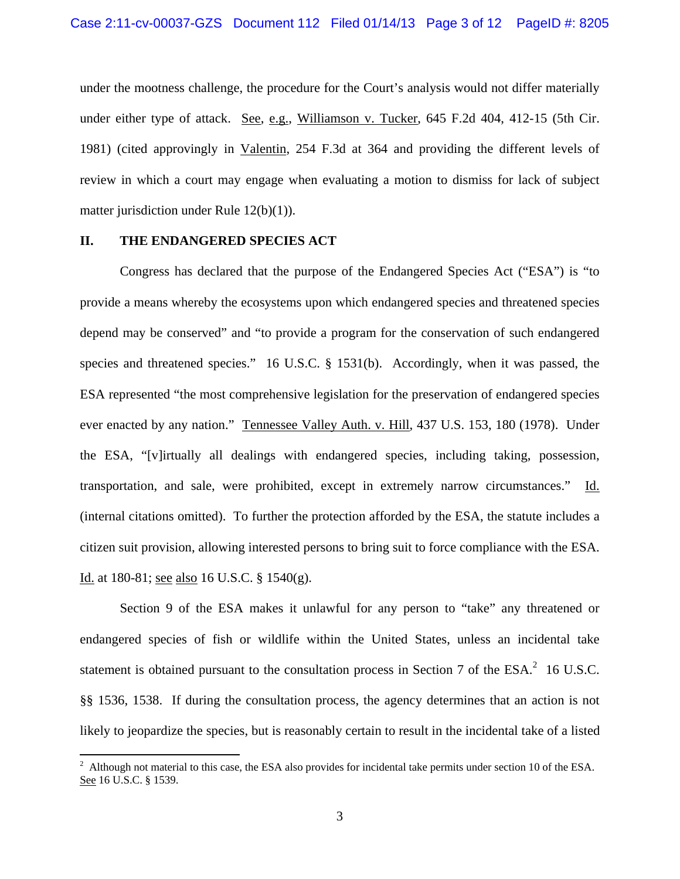under the mootness challenge, the procedure for the Court's analysis would not differ materially under either type of attack. See, e.g., Williamson v. Tucker, 645 F.2d 404, 412-15 (5th Cir. 1981) (cited approvingly in Valentin, 254 F.3d at 364 and providing the different levels of review in which a court may engage when evaluating a motion to dismiss for lack of subject matter jurisdiction under Rule 12(b)(1)).

## II. THE ENDANGERED SPECIES ACT

Congress has declared that the purpose of the Endangered Species Act ("ESA") is "to provide a means whereby the ecosystems upon which endangered species and threatened species depend may be conserved" and "to provide a program for the conservation of such endangered species and threatened species." 16 U.S.C. § 1531(b). Accordingly, when it was passed, the ESA represented "the most comprehensive legislation for the preservation of endangered species ever enacted by any nation." Tennessee Valley Auth. v. Hill, 437 U.S. 153, 180 (1978). Under the ESA, "[v]irtually all dealings with endangered species, including taking, possession, transportation, and sale, were prohibited, except in extremely narrow circumstances." Id. (internal citations omitted). To further the protection afforded by the ESA, the statute includes a citizen suit provision, allowing interested persons to bring suit to force compliance with the ESA. Id. at 180-81; see also 16 U.S.C. § 1540(g).

Section 9 of the ESA makes it unlawful for any person to "take" any threatened or endangered species of fish or wildlife within the United States, unless an incidental take statement is obtained pursuant to the consultation process in Section 7 of the ESA.[2] 16 U.S.C. §§ 1536, 1538. If during the consultation process, the agency determines that an action is not likely to jeopardize the species, but is reasonably certain to result in the incidental take of a listed

[2] Although not material to this case, the ESA also provides for incidental take permits under section 10 of the ESA. See 16 U.S.C. § 1539.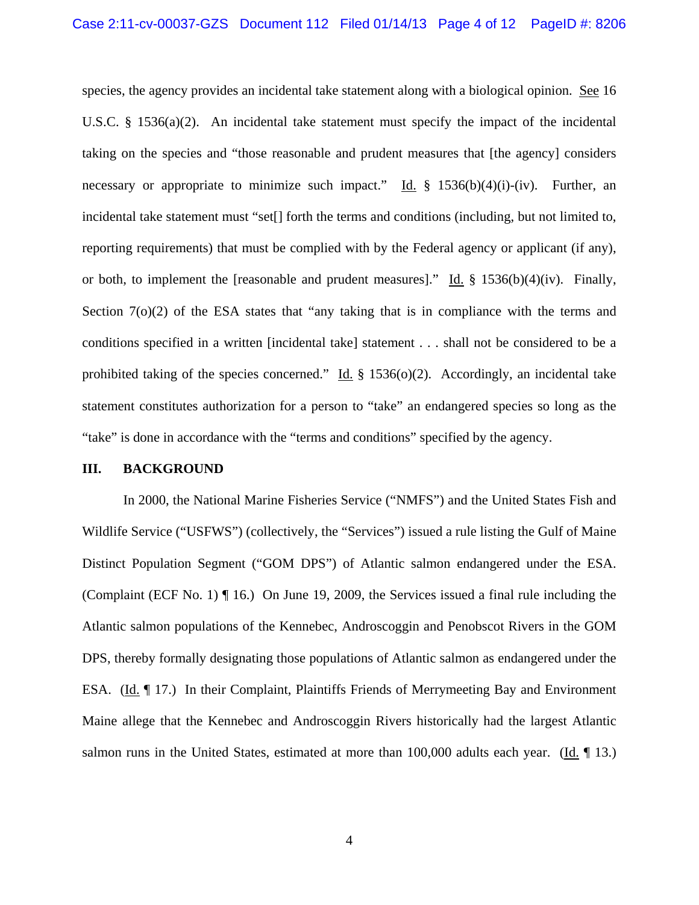species, the agency provides an incidental take statement along with a biological opinion. See 16 U.S.C. § 1536(a)(2). An incidental take statement must specify the impact of the incidental taking on the species and "those reasonable and prudent measures that [the agency] considers necessary or appropriate to minimize such impact." Id. § 1536(b)(4)(i)-(iv). Further, an incidental take statement must "set[] forth the terms and conditions (including, but not limited to, reporting requirements) that must be complied with by the Federal agency or applicant (if any), or both, to implement the [reasonable and prudent measures]." Id. § 1536(b)(4)(iv). Finally, Section 7(o)(2) of the ESA states that "any taking that is in compliance with the terms and conditions specified in a written [incidental take] statement . . . shall not be considered to be a prohibited taking of the species concerned." Id. § 1536(o)(2). Accordingly, an incidental take statement constitutes authorization for a person to "take" an endangered species so long as the "take" is done in accordance with the "terms and conditions" specified by the agency.

## III. BACKGROUND

In 2000, the National Marine Fisheries Service ("NMFS") and the United States Fish and Wildlife Service ("USFWS") (collectively, the "Services") issued a rule listing the Gulf of Maine Distinct Population Segment ("GOM DPS") of Atlantic salmon endangered under the ESA. (Complaint (ECF No. 1) ¶ 16.) On June 19, 2009, the Services issued a final rule including the Atlantic salmon populations of the Kennebec, Androscoggin and Penobscot Rivers in the GOM DPS, thereby formally designating those populations of Atlantic salmon as endangered under the ESA. (Id. ¶ 17.) In their Complaint, Plaintiffs Friends of Merrymeeting Bay and Environment Maine allege that the Kennebec and Androscoggin Rivers historically had the largest Atlantic salmon runs in the United States, estimated at more than 100,000 adults each year. (Id. ¶ 13.)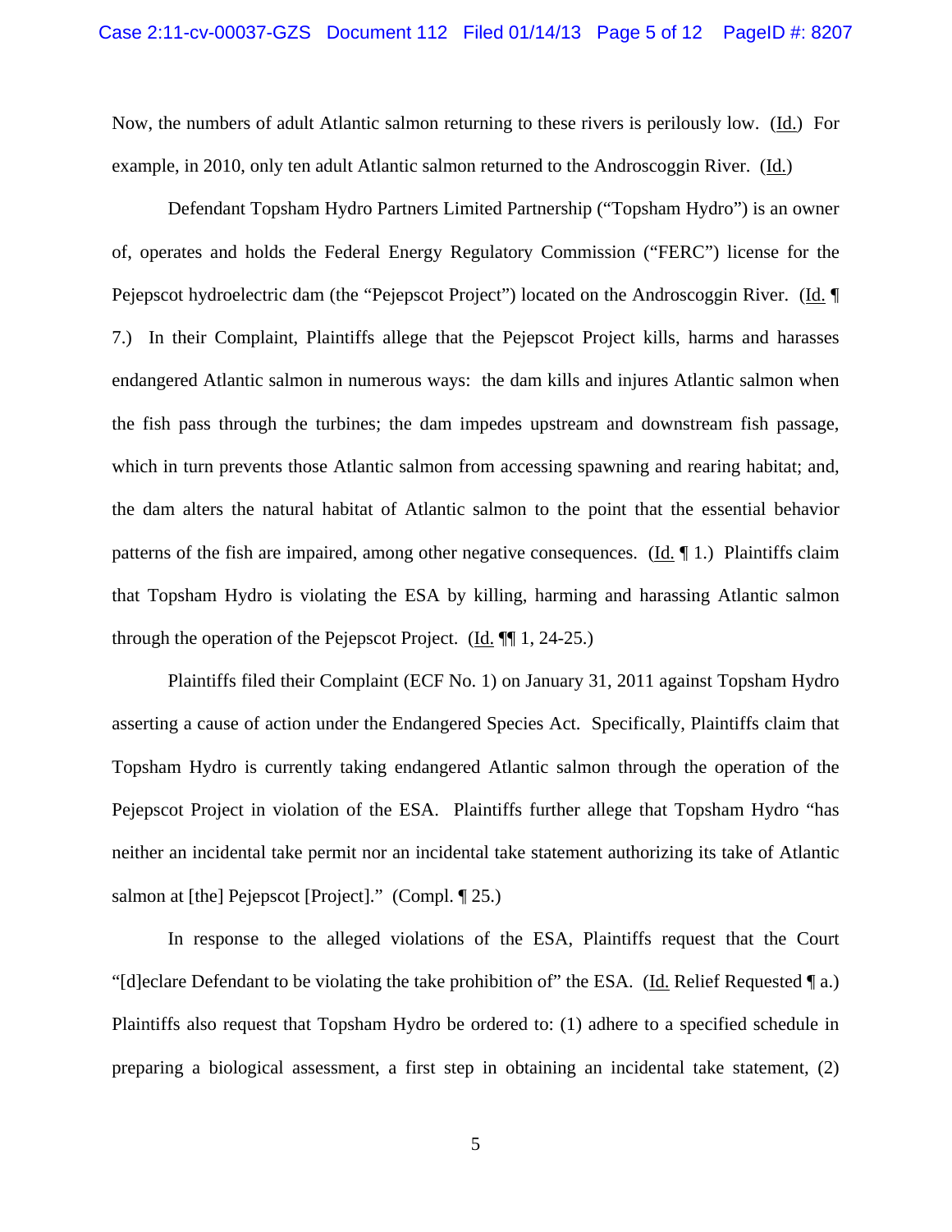Now, the numbers of adult Atlantic salmon returning to these rivers is perilously low. (Id.) For example, in 2010, only ten adult Atlantic salmon returned to the Androscoggin River. (Id.)

Defendant Topsham Hydro Partners Limited Partnership ("Topsham Hydro") is an owner of, operates and holds the Federal Energy Regulatory Commission ("FERC") license for the Pejepscot hydroelectric dam (the "Pejepscot Project") located on the Androscoggin River. (Id. ¶ 7.) In their Complaint, Plaintiffs allege that the Pejepscot Project kills, harms and harasses endangered Atlantic salmon in numerous ways: the dam kills and injures Atlantic salmon when the fish pass through the turbines; the dam impedes upstream and downstream fish passage, which in turn prevents those Atlantic salmon from accessing spawning and rearing habitat; and, the dam alters the natural habitat of Atlantic salmon to the point that the essential behavior patterns of the fish are impaired, among other negative consequences. (Id. ¶ 1.) Plaintiffs claim that Topsham Hydro is violating the ESA by killing, harming and harassing Atlantic salmon through the operation of the Pejepscot Project. (Id. ¶¶ 1, 24-25.)

Plaintiffs filed their Complaint (ECF No. 1) on January 31, 2011 against Topsham Hydro asserting a cause of action under the Endangered Species Act. Specifically, Plaintiffs claim that Topsham Hydro is currently taking endangered Atlantic salmon through the operation of the Pejepscot Project in violation of the ESA. Plaintiffs further allege that Topsham Hydro "has neither an incidental take permit nor an incidental take statement authorizing its take of Atlantic salmon at [the] Pejepscot [Project]." (Compl. ¶ 25.)

In response to the alleged violations of the ESA, Plaintiffs request that the Court "[d]eclare Defendant to be violating the take prohibition of" the ESA. (Id. Relief Requested ¶ a.) Plaintiffs also request that Topsham Hydro be ordered to: (1) adhere to a specified schedule in preparing a biological assessment, a first step in obtaining an incidental take statement, (2)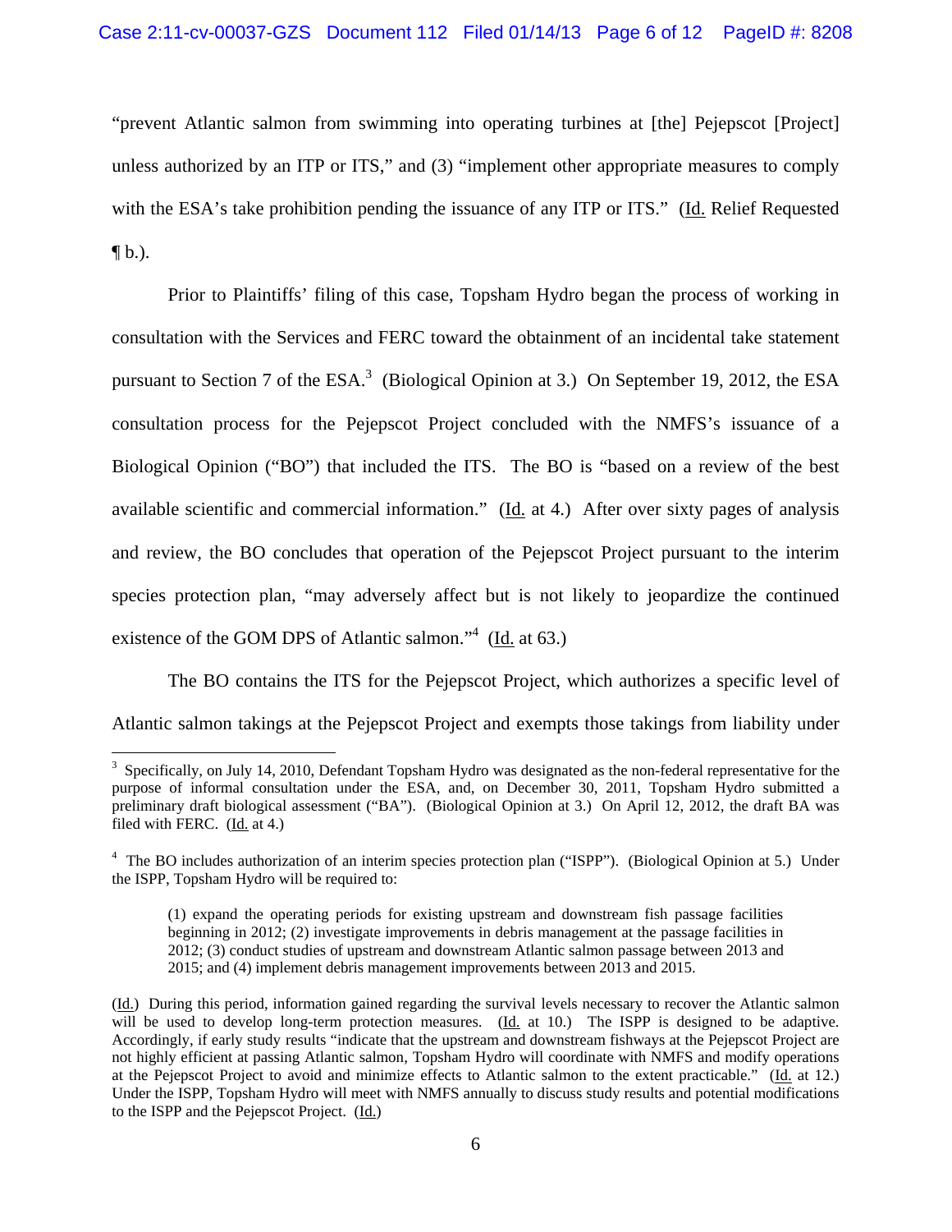"prevent Atlantic salmon from swimming into operating turbines at [the] Pejepscot [Project] unless authorized by an ITP or ITS," and (3) "implement other appropriate measures to comply with the ESA's take prohibition pending the issuance of any ITP or ITS." (Id. Relief Requested ¶ b.).

Prior to Plaintiffs' filing of this case, Topsham Hydro began the process of working in consultation with the Services and FERC toward the obtainment of an incidental take statement pursuant to Section 7 of the ESA.[3] (Biological Opinion at 3.) On September 19, 2012, the ESA consultation process for the Pejepscot Project concluded with the NMFS's issuance of a Biological Opinion ("BO") that included the ITS. The BO is "based on a review of the best available scientific and commercial information." (Id. at 4.) After over sixty pages of analysis and review, the BO concludes that operation of the Pejepscot Project pursuant to the interim species protection plan, "may adversely affect but is not likely to jeopardize the continued existence of the GOM DPS of Atlantic salmon."[4] (Id. at 63.)

The BO contains the ITS for the Pejepscot Project, which authorizes a specific level of Atlantic salmon takings at the Pejepscot Project and exempts those takings from liability under

---

[3] Specifically, on July 14, 2010, Defendant Topsham Hydro was designated as the non-federal representative for the purpose of informal consultation under the ESA, and, on December 30, 2011, Topsham Hydro submitted a preliminary draft biological assessment ("BA"). (Biological Opinion at 3.) On April 12, 2012, the draft BA was filed with FERC. (Id. at 4.)

[4] The BO includes authorization of an interim species protection plan ("ISPP"). (Biological Opinion at 5.) Under the ISPP, Topsham Hydro will be required to:

> (1) expand the operating periods for existing upstream and downstream fish passage facilities beginning in 2012; (2) investigate improvements in debris management at the passage facilities in 2012; (3) conduct studies of upstream and downstream Atlantic salmon passage between 2013 and 2015; and (4) implement debris management improvements between 2013 and 2015.

(Id.) During this period, information gained regarding the survival levels necessary to recover the Atlantic salmon will be used to develop long-term protection measures. (Id. at 10.) The ISPP is designed to be adaptive. Accordingly, if early study results "indicate that the upstream and downstream fishways at the Pejepscot Project are not highly efficient at passing Atlantic salmon, Topsham Hydro will coordinate with NMFS and modify operations at the Pejepscot Project to avoid and minimize effects to Atlantic salmon to the extent practicable." (Id. at 12.) Under the ISPP, Topsham Hydro will meet with NMFS annually to discuss study results and potential modifications to the ISPP and the Pejepscot Project. (Id.)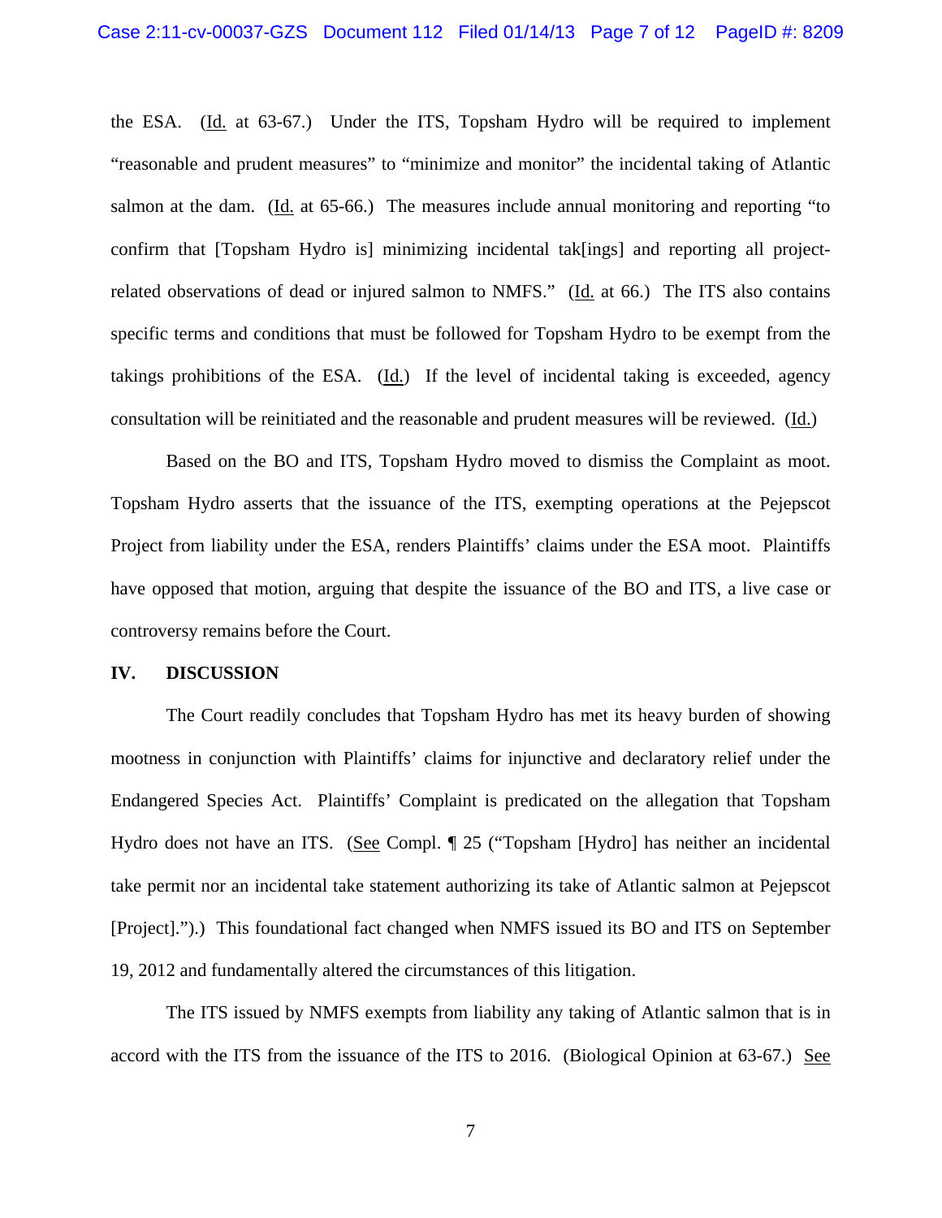the ESA. (Id. at 63-67.) Under the ITS, Topsham Hydro will be required to implement "reasonable and prudent measures" to "minimize and monitor" the incidental taking of Atlantic salmon at the dam. (Id. at 65-66.) The measures include annual monitoring and reporting "to confirm that [Topsham Hydro is] minimizing incidental tak[ings] and reporting all project-related observations of dead or injured salmon to NMFS." (Id. at 66.) The ITS also contains specific terms and conditions that must be followed for Topsham Hydro to be exempt from the takings prohibitions of the ESA. (Id.) If the level of incidental taking is exceeded, agency consultation will be reinitiated and the reasonable and prudent measures will be reviewed. (Id.)

Based on the BO and ITS, Topsham Hydro moved to dismiss the Complaint as moot. Topsham Hydro asserts that the issuance of the ITS, exempting operations at the Pejepscot Project from liability under the ESA, renders Plaintiffs' claims under the ESA moot. Plaintiffs have opposed that motion, arguing that despite the issuance of the BO and ITS, a live case or controversy remains before the Court.

## IV. DISCUSSION

The Court readily concludes that Topsham Hydro has met its heavy burden of showing mootness in conjunction with Plaintiffs' claims for injunctive and declaratory relief under the Endangered Species Act. Plaintiffs' Complaint is predicated on the allegation that Topsham Hydro does not have an ITS. (See Compl. ¶ 25 ("Topsham [Hydro] has neither an incidental take permit nor an incidental take statement authorizing its take of Atlantic salmon at Pejepscot [Project].").) This foundational fact changed when NMFS issued its BO and ITS on September 19, 2012 and fundamentally altered the circumstances of this litigation.

The ITS issued by NMFS exempts from liability any taking of Atlantic salmon that is in accord with the ITS from the issuance of the ITS to 2016. (Biological Opinion at 63-67.) See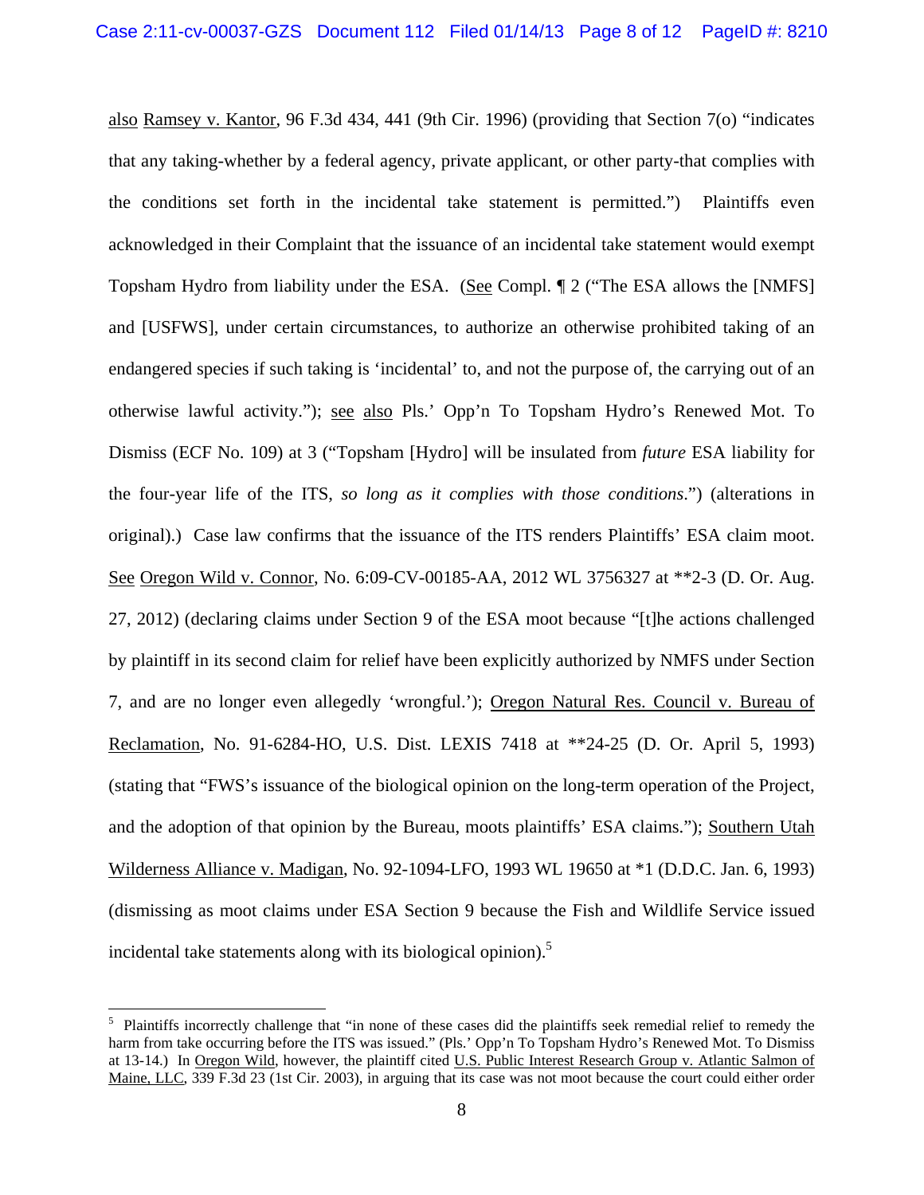also Ramsey v. Kantor, 96 F.3d 434, 441 (9th Cir. 1996) (providing that Section 7(o) "indicates that any taking-whether by a federal agency, private applicant, or other party-that complies with the conditions set forth in the incidental take statement is permitted.") Plaintiffs even acknowledged in their Complaint that the issuance of an incidental take statement would exempt Topsham Hydro from liability under the ESA. (See Compl. ¶ 2 ("The ESA allows the [NMFS] and [USFWS], under certain circumstances, to authorize an otherwise prohibited taking of an endangered species if such taking is 'incidental' to, and not the purpose of, the carrying out of an otherwise lawful activity."); see also Pls.' Opp'n To Topsham Hydro's Renewed Mot. To Dismiss (ECF No. 109) at 3 ("Topsham [Hydro] will be insulated from *future* ESA liability for the four-year life of the ITS, *so long as it complies with those conditions*.") (alterations in original).) Case law confirms that the issuance of the ITS renders Plaintiffs' ESA claim moot. See Oregon Wild v. Connor, No. 6:09-CV-00185-AA, 2012 WL 3756327 at **2-3 (D. Or. Aug. 27, 2012) (declaring claims under Section 9 of the ESA moot because "[t]he actions challenged by plaintiff in its second claim for relief have been explicitly authorized by NMFS under Section 7, and are no longer even allegedly 'wrongful.'); Oregon Natural Res. Council v. Bureau of Reclamation, No. 91-6284-HO, U.S. Dist. LEXIS 7418 at **24-25 (D. Or. April 5, 1993) (stating that "FWS's issuance of the biological opinion on the long-term operation of the Project, and the adoption of that opinion by the Bureau, moots plaintiffs' ESA claims."); Southern Utah Wilderness Alliance v. Madigan, No. 92-1094-LFO, 1993 WL 19650 at *1 (D.D.C. Jan. 6, 1993) (dismissing as moot claims under ESA Section 9 because the Fish and Wildlife Service issued incidental take statements along with its biological opinion).[5]

[5] Plaintiffs incorrectly challenge that "in none of these cases did the plaintiffs seek remedial relief to remedy the harm from take occurring before the ITS was issued." (Pls.' Opp'n To Topsham Hydro's Renewed Mot. To Dismiss at 13-14.) In Oregon Wild, however, the plaintiff cited U.S. Public Interest Research Group v. Atlantic Salmon of Maine, LLC, 339 F.3d 23 (1st Cir. 2003), in arguing that its case was not moot because the court could either order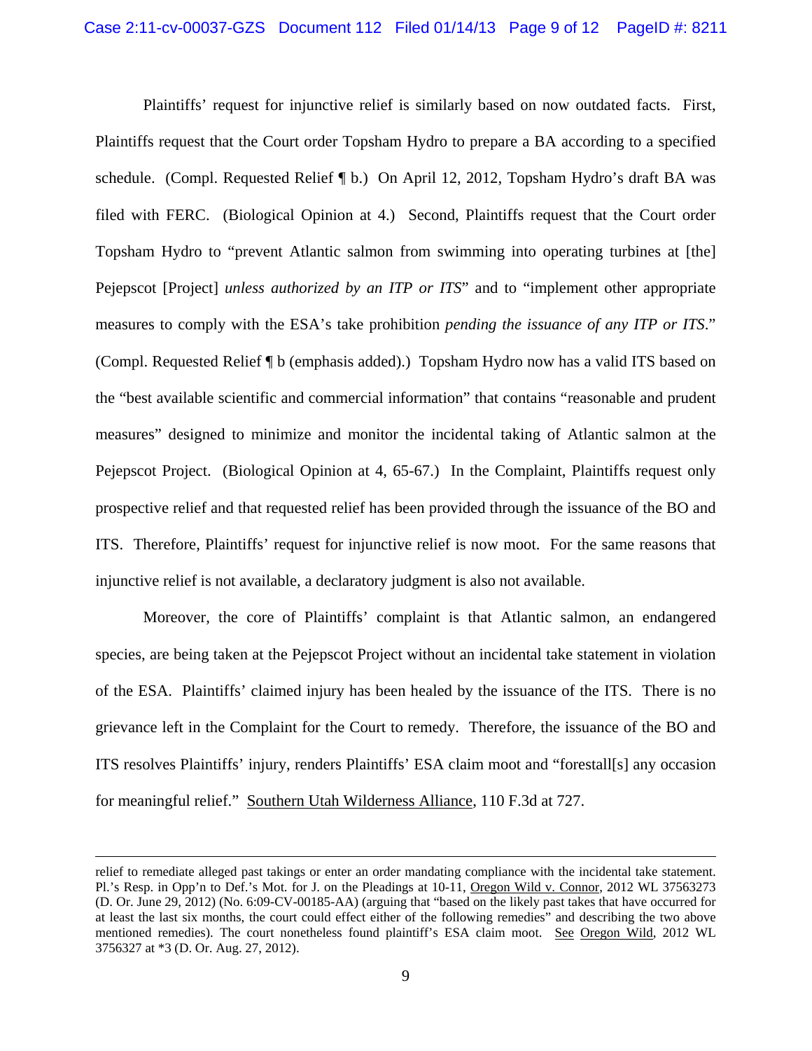Plaintiffs' request for injunctive relief is similarly based on now outdated facts. First, Plaintiffs request that the Court order Topsham Hydro to prepare a BA according to a specified schedule. (Compl. Requested Relief ¶ b.) On April 12, 2012, Topsham Hydro's draft BA was filed with FERC. (Biological Opinion at 4.) Second, Plaintiffs request that the Court order Topsham Hydro to "prevent Atlantic salmon from swimming into operating turbines at [the] Pejepscot [Project] *unless authorized by an ITP or ITS*" and to "implement other appropriate measures to comply with the ESA's take prohibition *pending the issuance of any ITP or ITS*." (Compl. Requested Relief ¶ b (emphasis added).) Topsham Hydro now has a valid ITS based on the "best available scientific and commercial information" that contains "reasonable and prudent measures" designed to minimize and monitor the incidental taking of Atlantic salmon at the Pejepscot Project. (Biological Opinion at 4, 65-67.) In the Complaint, Plaintiffs request only prospective relief and that requested relief has been provided through the issuance of the BO and ITS. Therefore, Plaintiffs' request for injunctive relief is now moot. For the same reasons that injunctive relief is not available, a declaratory judgment is also not available.

Moreover, the core of Plaintiffs' complaint is that Atlantic salmon, an endangered species, are being taken at the Pejepscot Project without an incidental take statement in violation of the ESA. Plaintiffs' claimed injury has been healed by the issuance of the ITS. There is no grievance left in the Complaint for the Court to remedy. Therefore, the issuance of the BO and ITS resolves Plaintiffs' injury, renders Plaintiffs' ESA claim moot and "forestall[s] any occasion for meaningful relief." Southern Utah Wilderness Alliance, 110 F.3d at 727.

---

relief to remediate alleged past takings or enter an order mandating compliance with the incidental take statement. Pl.'s Resp. in Opp'n to Def.'s Mot. for J. on the Pleadings at 10-11, Oregon Wild v. Connor, 2012 WL 37563273 (D. Or. June 29, 2012) (No. 6:09-CV-00185-AA) (arguing that "based on the likely past takes that have occurred for at least the last six months, the court could effect either of the following remedies" and describing the two above mentioned remedies). The court nonetheless found plaintiff's ESA claim moot. See Oregon Wild, 2012 WL 3756327 at *3 (D. Or. Aug. 27, 2012).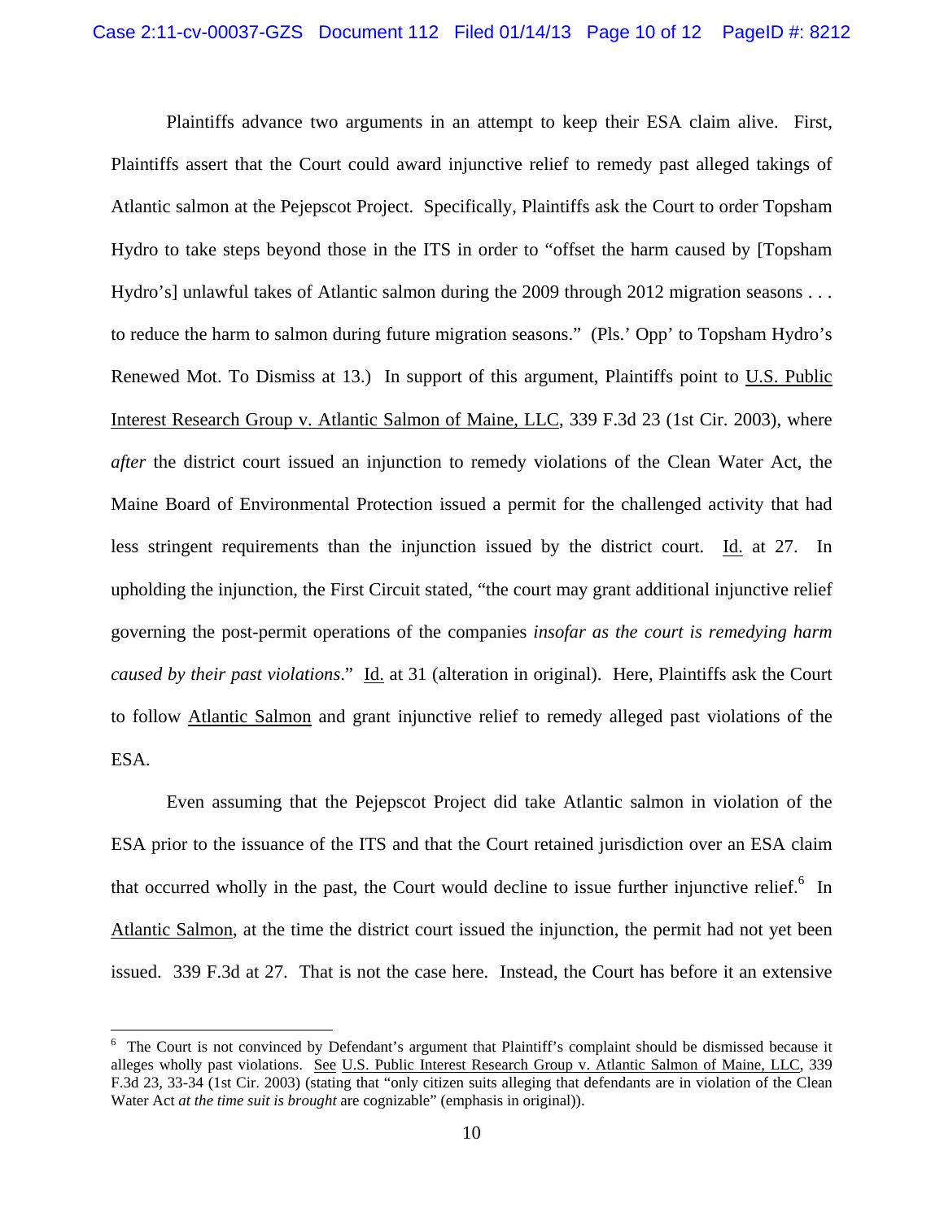Plaintiffs advance two arguments in an attempt to keep their ESA claim alive. First, Plaintiffs assert that the Court could award injunctive relief to remedy past alleged takings of Atlantic salmon at the Pejepscot Project. Specifically, Plaintiffs ask the Court to order Topsham Hydro to take steps beyond those in the ITS in order to "offset the harm caused by [Topsham Hydro's] unlawful takes of Atlantic salmon during the 2009 through 2012 migration seasons . . . to reduce the harm to salmon during future migration seasons." (Pls.' Opp' to Topsham Hydro's Renewed Mot. To Dismiss at 13.) In support of this argument, Plaintiffs point to U.S. Public Interest Research Group v. Atlantic Salmon of Maine, LLC, 339 F.3d 23 (1st Cir. 2003), where *after* the district court issued an injunction to remedy violations of the Clean Water Act, the Maine Board of Environmental Protection issued a permit for the challenged activity that had less stringent requirements than the injunction issued by the district court. Id. at 27. In upholding the injunction, the First Circuit stated, "the court may grant additional injunctive relief governing the post-permit operations of the companies *insofar as the court is remedying harm caused by their past violations*." Id. at 31 (alteration in original). Here, Plaintiffs ask the Court to follow Atlantic Salmon and grant injunctive relief to remedy alleged past violations of the ESA.

Even assuming that the Pejepscot Project did take Atlantic salmon in violation of the ESA prior to the issuance of the ITS and that the Court retained jurisdiction over an ESA claim that occurred wholly in the past, the Court would decline to issue further injunctive relief.[6] In Atlantic Salmon, at the time the district court issued the injunction, the permit had not yet been issued. 339 F.3d at 27. That is not the case here. Instead, the Court has before it an extensive

---

[6] The Court is not convinced by Defendant's argument that Plaintiff's complaint should be dismissed because it alleges wholly past violations. See U.S. Public Interest Research Group v. Atlantic Salmon of Maine, LLC, 339 F.3d 23, 33-34 (1st Cir. 2003) (stating that "only citizen suits alleging that defendants are in violation of the Clean Water Act *at the time suit is brought* are cognizable" (emphasis in original)).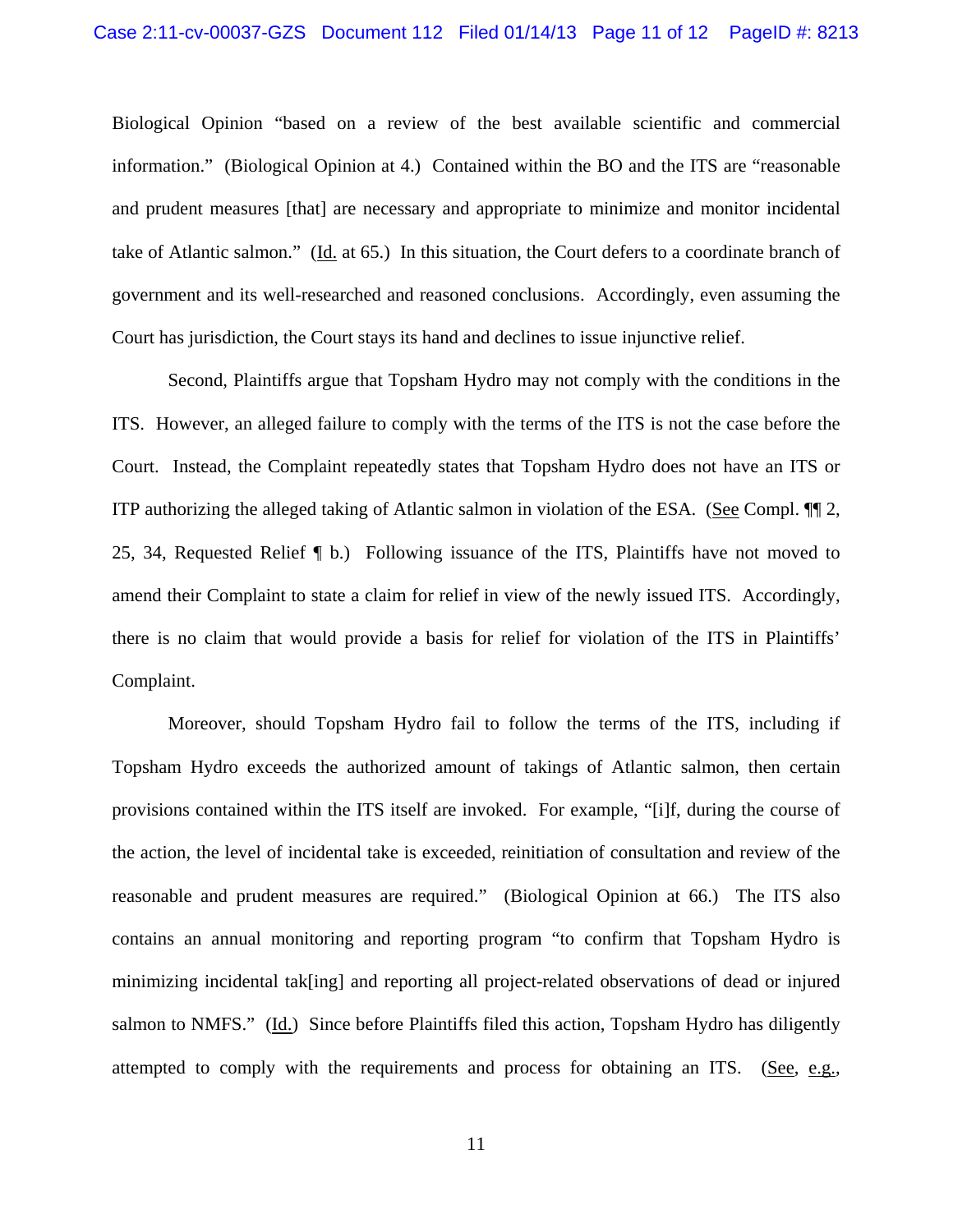Biological Opinion "based on a review of the best available scientific and commercial information." (Biological Opinion at 4.) Contained within the BO and the ITS are "reasonable and prudent measures [that] are necessary and appropriate to minimize and monitor incidental take of Atlantic salmon." (Id. at 65.) In this situation, the Court defers to a coordinate branch of government and its well-researched and reasoned conclusions. Accordingly, even assuming the Court has jurisdiction, the Court stays its hand and declines to issue injunctive relief.

Second, Plaintiffs argue that Topsham Hydro may not comply with the conditions in the ITS. However, an alleged failure to comply with the terms of the ITS is not the case before the Court. Instead, the Complaint repeatedly states that Topsham Hydro does not have an ITS or ITP authorizing the alleged taking of Atlantic salmon in violation of the ESA. (See Compl. ¶¶ 2, 25, 34, Requested Relief ¶ b.) Following issuance of the ITS, Plaintiffs have not moved to amend their Complaint to state a claim for relief in view of the newly issued ITS. Accordingly, there is no claim that would provide a basis for relief for violation of the ITS in Plaintiffs' Complaint.

Moreover, should Topsham Hydro fail to follow the terms of the ITS, including if Topsham Hydro exceeds the authorized amount of takings of Atlantic salmon, then certain provisions contained within the ITS itself are invoked. For example, "[i]f, during the course of the action, the level of incidental take is exceeded, reinitiation of consultation and review of the reasonable and prudent measures are required." (Biological Opinion at 66.) The ITS also contains an annual monitoring and reporting program "to confirm that Topsham Hydro is minimizing incidental tak[ing] and reporting all project-related observations of dead or injured salmon to NMFS." (Id.) Since before Plaintiffs filed this action, Topsham Hydro has diligently attempted to comply with the requirements and process for obtaining an ITS. (See, e.g.,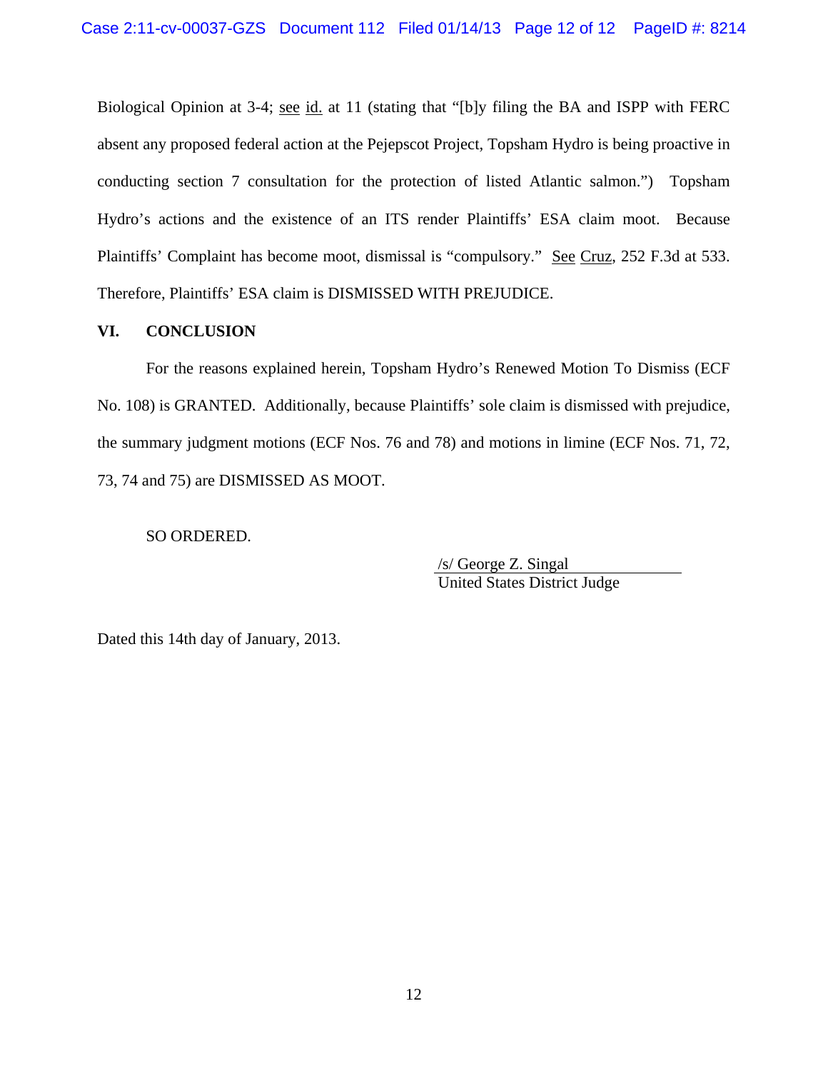Biological Opinion at 3-4; see id. at 11 (stating that "[b]y filing the BA and ISPP with FERC absent any proposed federal action at the Pejepscot Project, Topsham Hydro is being proactive in conducting section 7 consultation for the protection of listed Atlantic salmon.") Topsham Hydro's actions and the existence of an ITS render Plaintiffs' ESA claim moot. Because Plaintiffs' Complaint has become moot, dismissal is "compulsory." See Cruz, 252 F.3d at 533. Therefore, Plaintiffs' ESA claim is DISMISSED WITH PREJUDICE.

## VI. CONCLUSION

For the reasons explained herein, Topsham Hydro's Renewed Motion To Dismiss (ECF No. 108) is GRANTED. Additionally, because Plaintiffs' sole claim is dismissed with prejudice, the summary judgment motions (ECF Nos. 76 and 78) and motions in limine (ECF Nos. 71, 72, 73, 74 and 75) are DISMISSED AS MOOT.

SO ORDERED.

/s/ George Z. Singal
United States District Judge

Dated this 14th day of January, 2013.